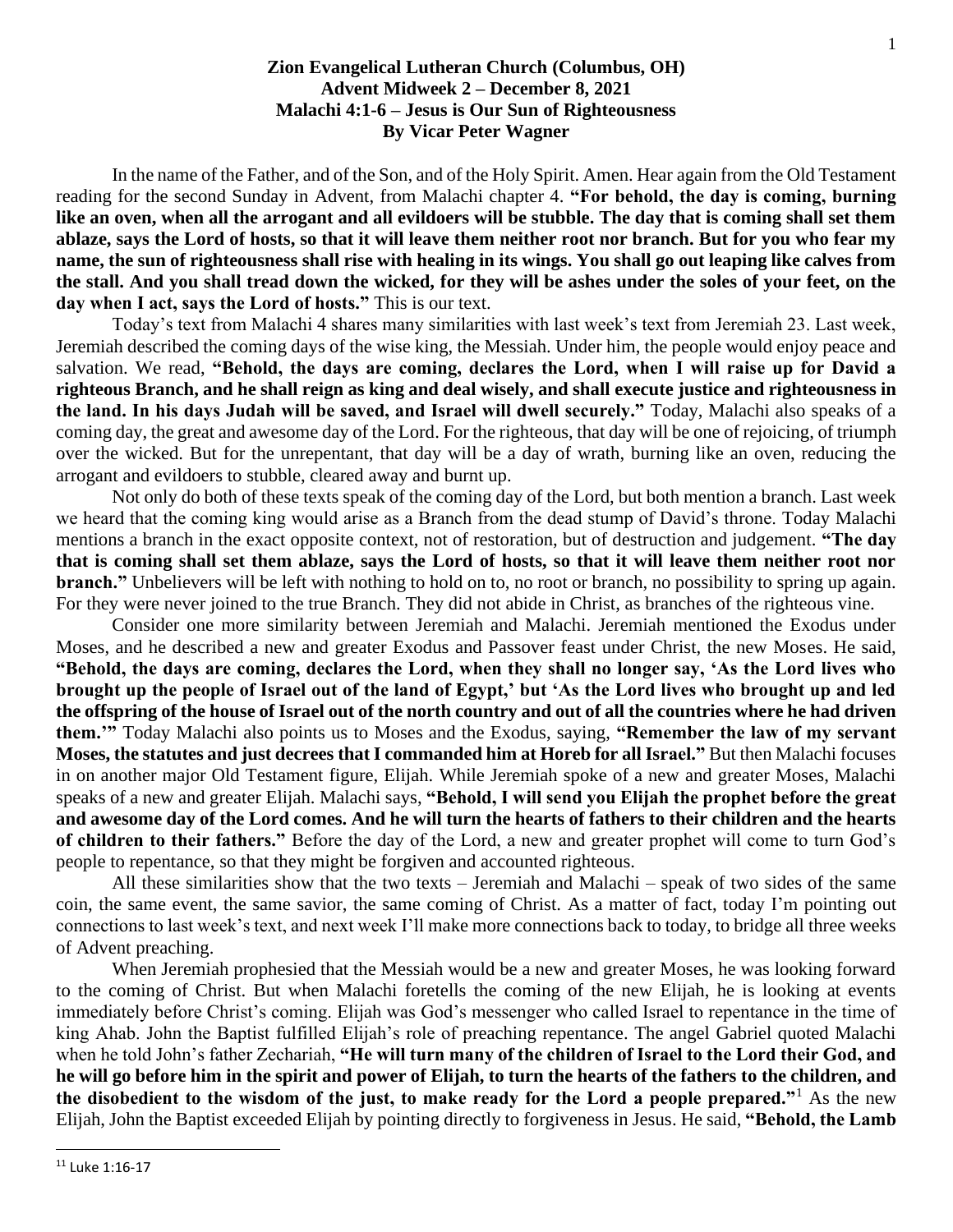**Zion Evangelical Lutheran Church (Columbus, OH)**
**Advent Midweek 2 – December 8, 2021**
**Malachi 4:1-6 – Jesus is Our Sun of Righteousness**
**By Vicar Peter Wagner**

In the name of the Father, and of the Son, and of the Holy Spirit. Amen. Hear again from the Old Testament reading for the second Sunday in Advent, from Malachi chapter 4. **"For behold, the day is coming, burning like an oven, when all the arrogant and all evildoers will be stubble. The day that is coming shall set them ablaze, says the Lord of hosts, so that it will leave them neither root nor branch. But for you who fear my name, the sun of righteousness shall rise with healing in its wings. You shall go out leaping like calves from the stall. And you shall tread down the wicked, for they will be ashes under the soles of your feet, on the day when I act, says the Lord of hosts."** This is our text.

Today's text from Malachi 4 shares many similarities with last week's text from Jeremiah 23. Last week, Jeremiah described the coming days of the wise king, the Messiah. Under him, the people would enjoy peace and salvation. We read, **"Behold, the days are coming, declares the Lord, when I will raise up for David a righteous Branch, and he shall reign as king and deal wisely, and shall execute justice and righteousness in the land. In his days Judah will be saved, and Israel will dwell securely."** Today, Malachi also speaks of a coming day, the great and awesome day of the Lord. For the righteous, that day will be one of rejoicing, of triumph over the wicked. But for the unrepentant, that day will be a day of wrath, burning like an oven, reducing the arrogant and evildoers to stubble, cleared away and burnt up.

Not only do both of these texts speak of the coming day of the Lord, but both mention a branch. Last week we heard that the coming king would arise as a Branch from the dead stump of David's throne. Today Malachi mentions a branch in the exact opposite context, not of restoration, but of destruction and judgement. **"The day that is coming shall set them ablaze, says the Lord of hosts, so that it will leave them neither root nor branch."** Unbelievers will be left with nothing to hold on to, no root or branch, no possibility to spring up again. For they were never joined to the true Branch. They did not abide in Christ, as branches of the righteous vine.

Consider one more similarity between Jeremiah and Malachi. Jeremiah mentioned the Exodus under Moses, and he described a new and greater Exodus and Passover feast under Christ, the new Moses. He said, **"Behold, the days are coming, declares the Lord, when they shall no longer say, 'As the Lord lives who brought up the people of Israel out of the land of Egypt,' but 'As the Lord lives who brought up and led the offspring of the house of Israel out of the north country and out of all the countries where he had driven them.'"** Today Malachi also points us to Moses and the Exodus, saying, **"Remember the law of my servant Moses, the statutes and just decrees that I commanded him at Horeb for all Israel."** But then Malachi focuses in on another major Old Testament figure, Elijah. While Jeremiah spoke of a new and greater Moses, Malachi speaks of a new and greater Elijah. Malachi says, **"Behold, I will send you Elijah the prophet before the great and awesome day of the Lord comes. And he will turn the hearts of fathers to their children and the hearts of children to their fathers."** Before the day of the Lord, a new and greater prophet will come to turn God's people to repentance, so that they might be forgiven and accounted righteous.

All these similarities show that the two texts – Jeremiah and Malachi – speak of two sides of the same coin, the same event, the same savior, the same coming of Christ. As a matter of fact, today I'm pointing out connections to last week's text, and next week I'll make more connections back to today, to bridge all three weeks of Advent preaching.

When Jeremiah prophesied that the Messiah would be a new and greater Moses, he was looking forward to the coming of Christ. But when Malachi foretells the coming of the new Elijah, he is looking at events immediately before Christ's coming. Elijah was God's messenger who called Israel to repentance in the time of king Ahab. John the Baptist fulfilled Elijah's role of preaching repentance. The angel Gabriel quoted Malachi when he told John's father Zechariah, **"He will turn many of the children of Israel to the Lord their God, and he will go before him in the spirit and power of Elijah, to turn the hearts of the fathers to the children, and the disobedient to the wisdom of the just, to make ready for the Lord a people prepared."**[1] As the new Elijah, John the Baptist exceeded Elijah by pointing directly to forgiveness in Jesus. He said, **"Behold, the Lamb**

[11] Luke 1:16-17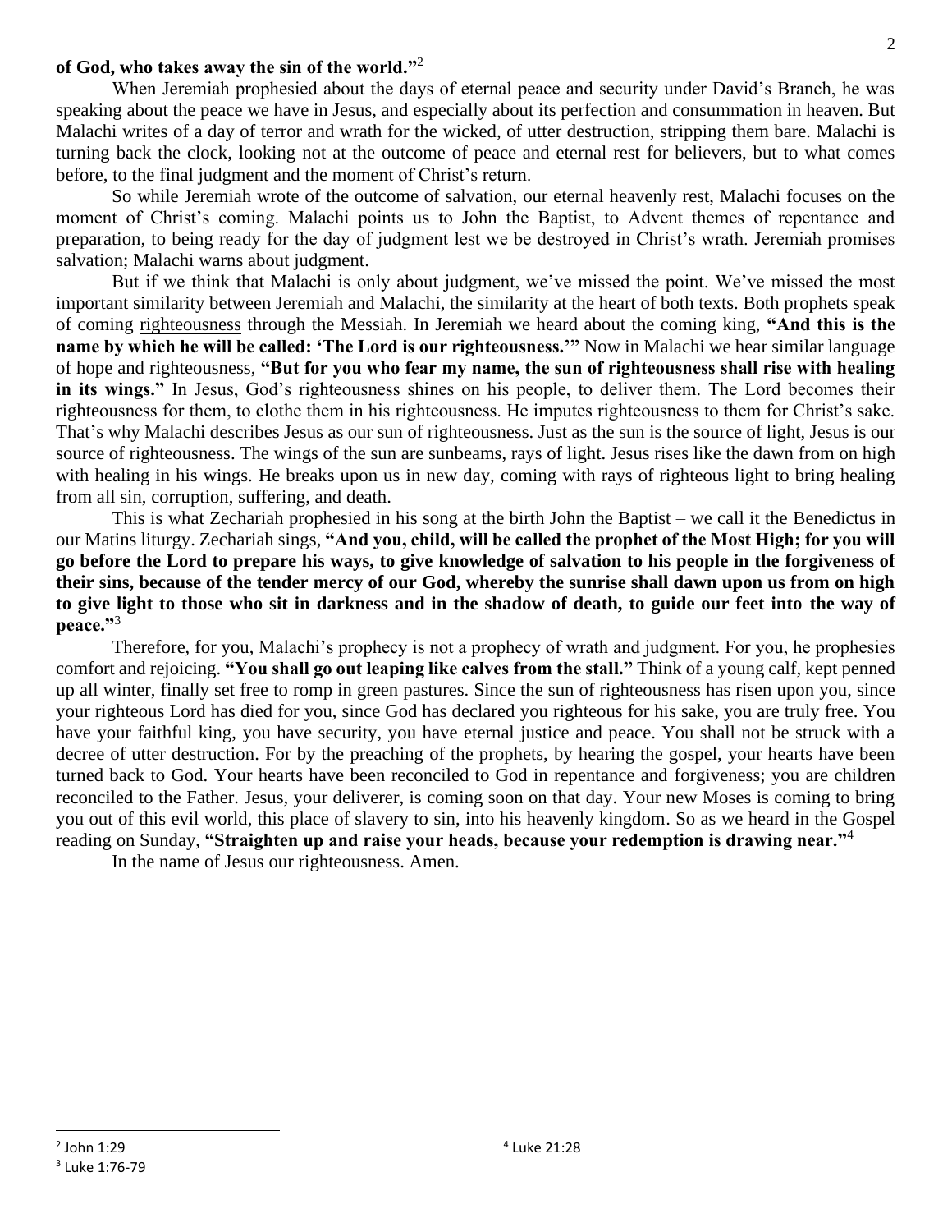**of God, who takes away the sin of the world."**[2]

When Jeremiah prophesied about the days of eternal peace and security under David's Branch, he was speaking about the peace we have in Jesus, and especially about its perfection and consummation in heaven. But Malachi writes of a day of terror and wrath for the wicked, of utter destruction, stripping them bare. Malachi is turning back the clock, looking not at the outcome of peace and eternal rest for believers, but to what comes before, to the final judgment and the moment of Christ's return.

So while Jeremiah wrote of the outcome of salvation, our eternal heavenly rest, Malachi focuses on the moment of Christ's coming. Malachi points us to John the Baptist, to Advent themes of repentance and preparation, to being ready for the day of judgment lest we be destroyed in Christ's wrath. Jeremiah promises salvation; Malachi warns about judgment.

But if we think that Malachi is only about judgment, we've missed the point. We've missed the most important similarity between Jeremiah and Malachi, the similarity at the heart of both texts. Both prophets speak of coming <u>righteousness</u> through the Messiah. In Jeremiah we heard about the coming king, **"And this is the name by which he will be called: 'The Lord is our righteousness.'"** Now in Malachi we hear similar language of hope and righteousness, **"But for you who fear my name, the sun of righteousness shall rise with healing in its wings."** In Jesus, God's righteousness shines on his people, to deliver them. The Lord becomes their righteousness for them, to clothe them in his righteousness. He imputes righteousness to them for Christ's sake. That's why Malachi describes Jesus as our sun of righteousness. Just as the sun is the source of light, Jesus is our source of righteousness. The wings of the sun are sunbeams, rays of light. Jesus rises like the dawn from on high with healing in his wings. He breaks upon us in new day, coming with rays of righteous light to bring healing from all sin, corruption, suffering, and death.

This is what Zechariah prophesied in his song at the birth John the Baptist – we call it the Benedictus in our Matins liturgy. Zechariah sings, **"And you, child, will be called the prophet of the Most High; for you will go before the Lord to prepare his ways, to give knowledge of salvation to his people in the forgiveness of their sins, because of the tender mercy of our God, whereby the sunrise shall dawn upon us from on high to give light to those who sit in darkness and in the shadow of death, to guide our feet into the way of peace."**[3]

Therefore, for you, Malachi's prophecy is not a prophecy of wrath and judgment. For you, he prophesies comfort and rejoicing. **"You shall go out leaping like calves from the stall."** Think of a young calf, kept penned up all winter, finally set free to romp in green pastures. Since the sun of righteousness has risen upon you, since your righteous Lord has died for you, since God has declared you righteous for his sake, you are truly free. You have your faithful king, you have security, you have eternal justice and peace. You shall not be struck with a decree of utter destruction. For by the preaching of the prophets, by hearing the gospel, your hearts have been turned back to God. Your hearts have been reconciled to God in repentance and forgiveness; you are children reconciled to the Father. Jesus, your deliverer, is coming soon on that day. Your new Moses is coming to bring you out of this evil world, this place of slavery to sin, into his heavenly kingdom. So as we heard in the Gospel reading on Sunday, **"Straighten up and raise your heads, because your redemption is drawing near."**[4]

In the name of Jesus our righteousness. Amen.

---

[2] John 1:29
[3] Luke 1:76-79
[4] Luke 21:28